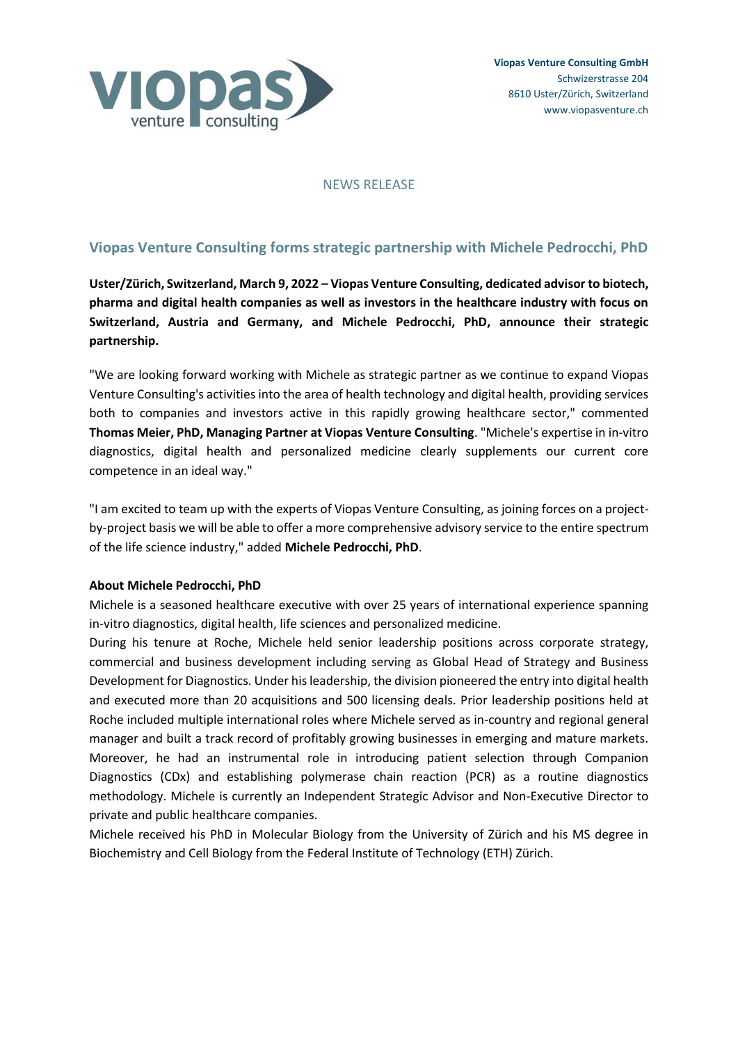Viopas Venture Consulting GmbH
Schwizerstrasse 204
8610 Uster/Zürich, Switzerland
www.viopasventure.ch

NEWS RELEASE

## Viopas Venture Consulting forms strategic partnership with Michele Pedrocchi, PhD

**Uster/Zürich, Switzerland, March 9, 2022 – Viopas Venture Consulting, dedicated advisor to biotech, pharma and digital health companies as well as investors in the healthcare industry with focus on Switzerland, Austria and Germany, and Michele Pedrocchi, PhD, announce their strategic partnership.**

"We are looking forward working with Michele as strategic partner as we continue to expand Viopas Venture Consulting's activities into the area of health technology and digital health, providing services both to companies and investors active in this rapidly growing healthcare sector," commented **Thomas Meier, PhD, Managing Partner at Viopas Venture Consulting**. "Michele's expertise in in-vitro diagnostics, digital health and personalized medicine clearly supplements our current core competence in an ideal way."

"I am excited to team up with the experts of Viopas Venture Consulting, as joining forces on a project-by-project basis we will be able to offer a more comprehensive advisory service to the entire spectrum of the life science industry," added **Michele Pedrocchi, PhD**.

### About Michele Pedrocchi, PhD

Michele is a seasoned healthcare executive with over 25 years of international experience spanning in-vitro diagnostics, digital health, life sciences and personalized medicine.

During his tenure at Roche, Michele held senior leadership positions across corporate strategy, commercial and business development including serving as Global Head of Strategy and Business Development for Diagnostics. Under his leadership, the division pioneered the entry into digital health and executed more than 20 acquisitions and 500 licensing deals. Prior leadership positions held at Roche included multiple international roles where Michele served as in-country and regional general manager and built a track record of profitably growing businesses in emerging and mature markets. Moreover, he had an instrumental role in introducing patient selection through Companion Diagnostics (CDx) and establishing polymerase chain reaction (PCR) as a routine diagnostics methodology. Michele is currently an Independent Strategic Advisor and Non-Executive Director to private and public healthcare companies.

Michele received his PhD in Molecular Biology from the University of Zürich and his MS degree in Biochemistry and Cell Biology from the Federal Institute of Technology (ETH) Zürich.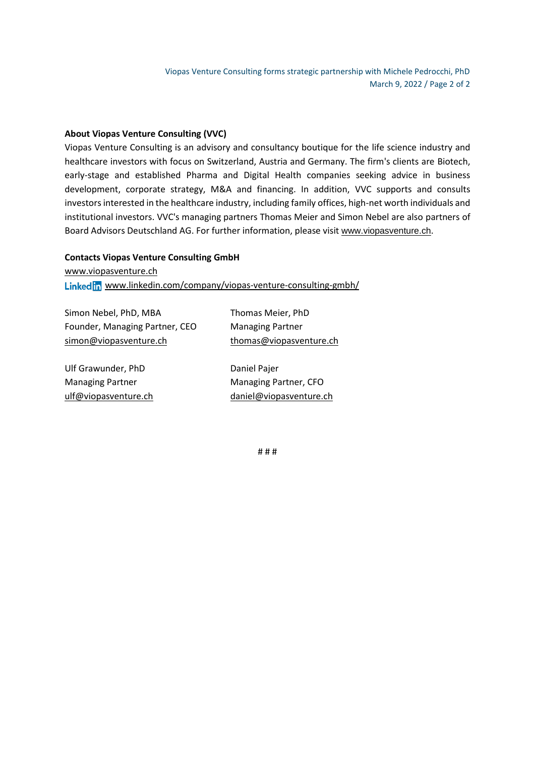**About Viopas Venture Consulting (VVC)**

Viopas Venture Consulting is an advisory and consultancy boutique for the life science industry and healthcare investors with focus on Switzerland, Austria and Germany. The firm's clients are Biotech, early-stage and established Pharma and Digital Health companies seeking advice in business development, corporate strategy, M&A and financing. In addition, VVC supports and consults investors interested in the healthcare industry, including family offices, high-net worth individuals and institutional investors. VVC's managing partners Thomas Meier and Simon Nebel are also partners of Board Advisors Deutschland AG. For further information, please visit www.viopasventure.ch.

**Contacts Viopas Venture Consulting GmbH**

www.viopasventure.ch

LinkedIn www.linkedin.com/company/viopas-venture-consulting-gmbh/

Simon Nebel, PhD, MBA
Founder, Managing Partner, CEO
simon@viopasventure.ch

Thomas Meier, PhD
Managing Partner
thomas@viopasventure.ch

Ulf Grawunder, PhD
Managing Partner
ulf@viopasventure.ch

Daniel Pajer
Managing Partner, CFO
daniel@viopasventure.ch

# # #